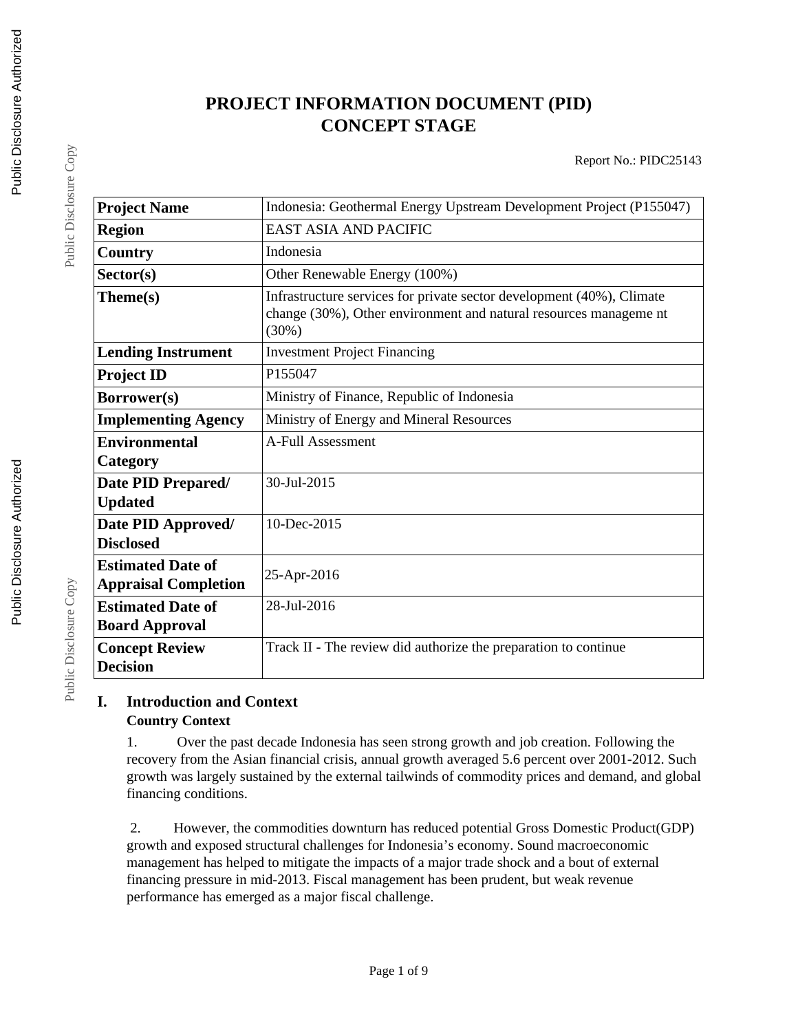# PROJECT INFORMATION DOCUMENT (PID) CONCEPT STAGE

Report No.: PIDC25143

| Project Name | Indonesia: Geothermal Energy Upstream Development Project (P155047) |
|---|---|
| Region | EAST ASIA AND PACIFIC |
| Country | Indonesia |
| Sector(s) | Other Renewable Energy (100%) |
| Theme(s) | Infrastructure services for private sector development (40%), Climate change (30%), Other environment and natural resources manageme nt (30%) |
| Lending Instrument | Investment Project Financing |
| Project ID | P155047 |
| Borrower(s) | Ministry of Finance, Republic of Indonesia |
| Implementing Agency | Ministry of Energy and Mineral Resources |
| Environmental Category | A-Full Assessment |
| Date PID Prepared/ Updated | 30-Jul-2015 |
| Date PID Approved/ Disclosed | 10-Dec-2015 |
| Estimated Date of Appraisal Completion | 25-Apr-2016 |
| Estimated Date of Board Approval | 28-Jul-2016 |
| Concept Review Decision | Track II - The review did authorize the preparation to continue |

## I. Introduction and Context

### Country Context

1. Over the past decade Indonesia has seen strong growth and job creation. Following the recovery from the Asian financial crisis, annual growth averaged 5.6 percent over 2001-2012. Such growth was largely sustained by the external tailwinds of commodity prices and demand, and global financing conditions.

2. However, the commodities downturn has reduced potential Gross Domestic Product(GDP) growth and exposed structural challenges for Indonesia's economy. Sound macroeconomic management has helped to mitigate the impacts of a major trade shock and a bout of external financing pressure in mid-2013. Fiscal management has been prudent, but weak revenue performance has emerged as a major fiscal challenge.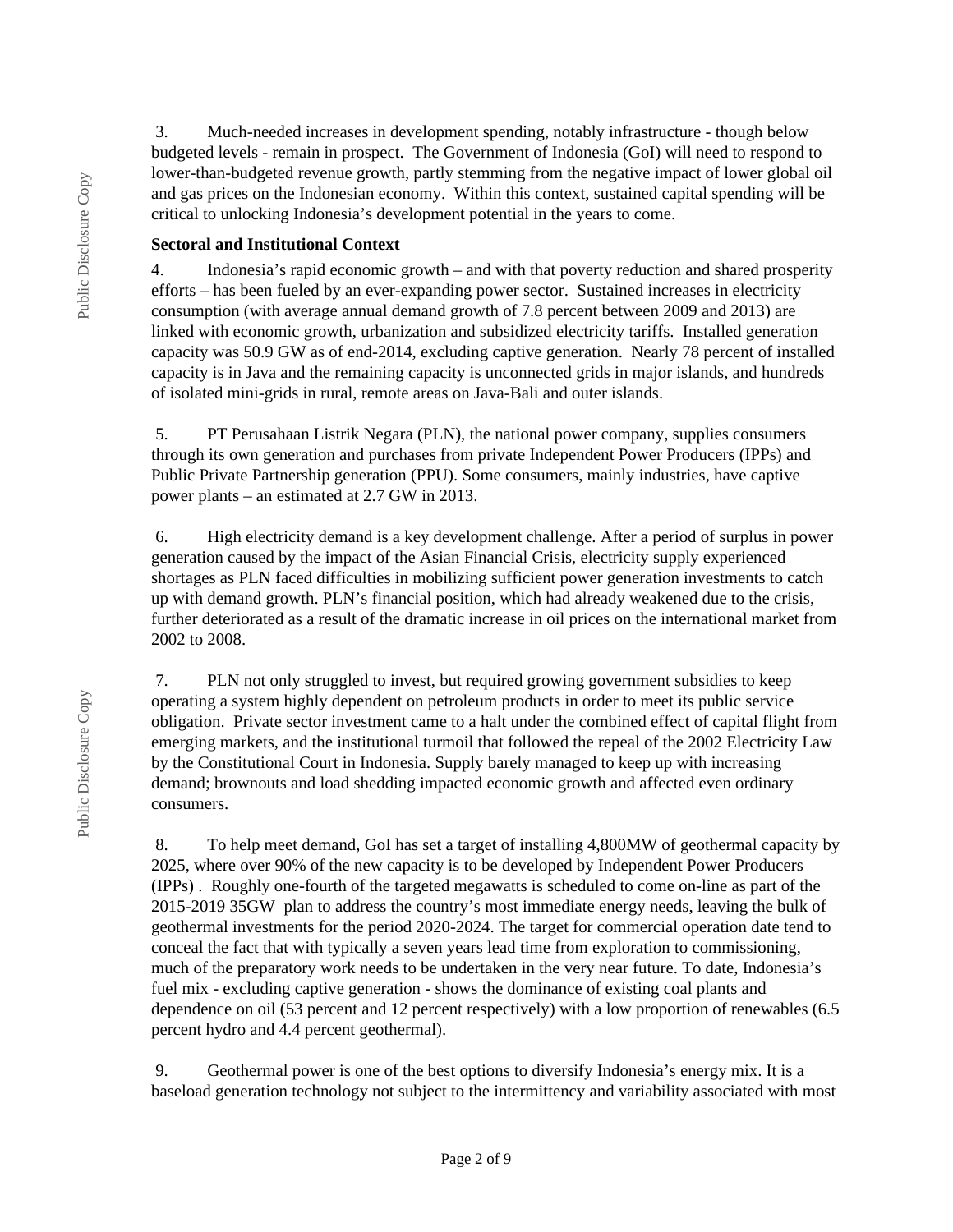3. Much-needed increases in development spending, notably infrastructure - though below budgeted levels - remain in prospect. The Government of Indonesia (GoI) will need to respond to lower-than-budgeted revenue growth, partly stemming from the negative impact of lower global oil and gas prices on the Indonesian economy. Within this context, sustained capital spending will be critical to unlocking Indonesia's development potential in the years to come.

**Sectoral and Institutional Context**

4. Indonesia's rapid economic growth – and with that poverty reduction and shared prosperity efforts – has been fueled by an ever-expanding power sector. Sustained increases in electricity consumption (with average annual demand growth of 7.8 percent between 2009 and 2013) are linked with economic growth, urbanization and subsidized electricity tariffs. Installed generation capacity was 50.9 GW as of end-2014, excluding captive generation. Nearly 78 percent of installed capacity is in Java and the remaining capacity is unconnected grids in major islands, and hundreds of isolated mini-grids in rural, remote areas on Java-Bali and outer islands.

5. PT Perusahaan Listrik Negara (PLN), the national power company, supplies consumers through its own generation and purchases from private Independent Power Producers (IPPs) and Public Private Partnership generation (PPU). Some consumers, mainly industries, have captive power plants – an estimated at 2.7 GW in 2013.

6. High electricity demand is a key development challenge. After a period of surplus in power generation caused by the impact of the Asian Financial Crisis, electricity supply experienced shortages as PLN faced difficulties in mobilizing sufficient power generation investments to catch up with demand growth. PLN's financial position, which had already weakened due to the crisis, further deteriorated as a result of the dramatic increase in oil prices on the international market from 2002 to 2008.

7. PLN not only struggled to invest, but required growing government subsidies to keep operating a system highly dependent on petroleum products in order to meet its public service obligation. Private sector investment came to a halt under the combined effect of capital flight from emerging markets, and the institutional turmoil that followed the repeal of the 2002 Electricity Law by the Constitutional Court in Indonesia. Supply barely managed to keep up with increasing demand; brownouts and load shedding impacted economic growth and affected even ordinary consumers.

8. To help meet demand, GoI has set a target of installing 4,800MW of geothermal capacity by 2025, where over 90% of the new capacity is to be developed by Independent Power Producers (IPPs) . Roughly one-fourth of the targeted megawatts is scheduled to come on-line as part of the 2015-2019 35GW plan to address the country's most immediate energy needs, leaving the bulk of geothermal investments for the period 2020-2024. The target for commercial operation date tend to conceal the fact that with typically a seven years lead time from exploration to commissioning, much of the preparatory work needs to be undertaken in the very near future. To date, Indonesia's fuel mix - excluding captive generation - shows the dominance of existing coal plants and dependence on oil (53 percent and 12 percent respectively) with a low proportion of renewables (6.5 percent hydro and 4.4 percent geothermal).

9. Geothermal power is one of the best options to diversify Indonesia's energy mix. It is a baseload generation technology not subject to the intermittency and variability associated with most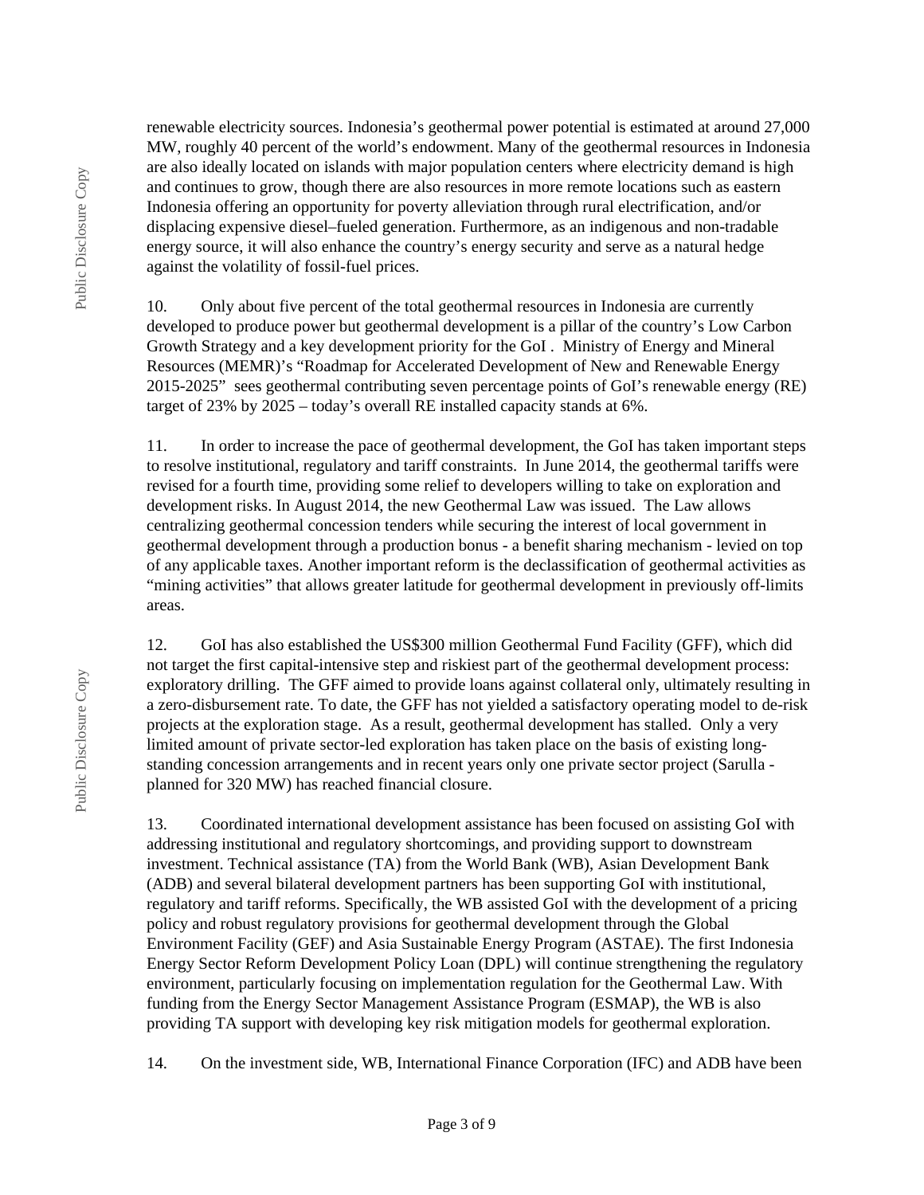renewable electricity sources. Indonesia's geothermal power potential is estimated at around 27,000 MW, roughly 40 percent of the world's endowment. Many of the geothermal resources in Indonesia are also ideally located on islands with major population centers where electricity demand is high and continues to grow, though there are also resources in more remote locations such as eastern Indonesia offering an opportunity for poverty alleviation through rural electrification, and/or displacing expensive diesel–fueled generation. Furthermore, as an indigenous and non-tradable energy source, it will also enhance the country's energy security and serve as a natural hedge against the volatility of fossil-fuel prices.

10. Only about five percent of the total geothermal resources in Indonesia are currently developed to produce power but geothermal development is a pillar of the country's Low Carbon Growth Strategy and a key development priority for the GoI . Ministry of Energy and Mineral Resources (MEMR)'s "Roadmap for Accelerated Development of New and Renewable Energy 2015-2025" sees geothermal contributing seven percentage points of GoI's renewable energy (RE) target of 23% by 2025 – today's overall RE installed capacity stands at 6%.

11. In order to increase the pace of geothermal development, the GoI has taken important steps to resolve institutional, regulatory and tariff constraints. In June 2014, the geothermal tariffs were revised for a fourth time, providing some relief to developers willing to take on exploration and development risks. In August 2014, the new Geothermal Law was issued. The Law allows centralizing geothermal concession tenders while securing the interest of local government in geothermal development through a production bonus - a benefit sharing mechanism - levied on top of any applicable taxes. Another important reform is the declassification of geothermal activities as "mining activities" that allows greater latitude for geothermal development in previously off-limits areas.

12. GoI has also established the US$300 million Geothermal Fund Facility (GFF), which did not target the first capital-intensive step and riskiest part of the geothermal development process: exploratory drilling. The GFF aimed to provide loans against collateral only, ultimately resulting in a zero-disbursement rate. To date, the GFF has not yielded a satisfactory operating model to de-risk projects at the exploration stage. As a result, geothermal development has stalled. Only a very limited amount of private sector-led exploration has taken place on the basis of existing long-standing concession arrangements and in recent years only one private sector project (Sarulla - planned for 320 MW) has reached financial closure.

13. Coordinated international development assistance has been focused on assisting GoI with addressing institutional and regulatory shortcomings, and providing support to downstream investment. Technical assistance (TA) from the World Bank (WB), Asian Development Bank (ADB) and several bilateral development partners has been supporting GoI with institutional, regulatory and tariff reforms. Specifically, the WB assisted GoI with the development of a pricing policy and robust regulatory provisions for geothermal development through the Global Environment Facility (GEF) and Asia Sustainable Energy Program (ASTAE). The first Indonesia Energy Sector Reform Development Policy Loan (DPL) will continue strengthening the regulatory environment, particularly focusing on implementation regulation for the Geothermal Law. With funding from the Energy Sector Management Assistance Program (ESMAP), the WB is also providing TA support with developing key risk mitigation models for geothermal exploration.

14. On the investment side, WB, International Finance Corporation (IFC) and ADB have been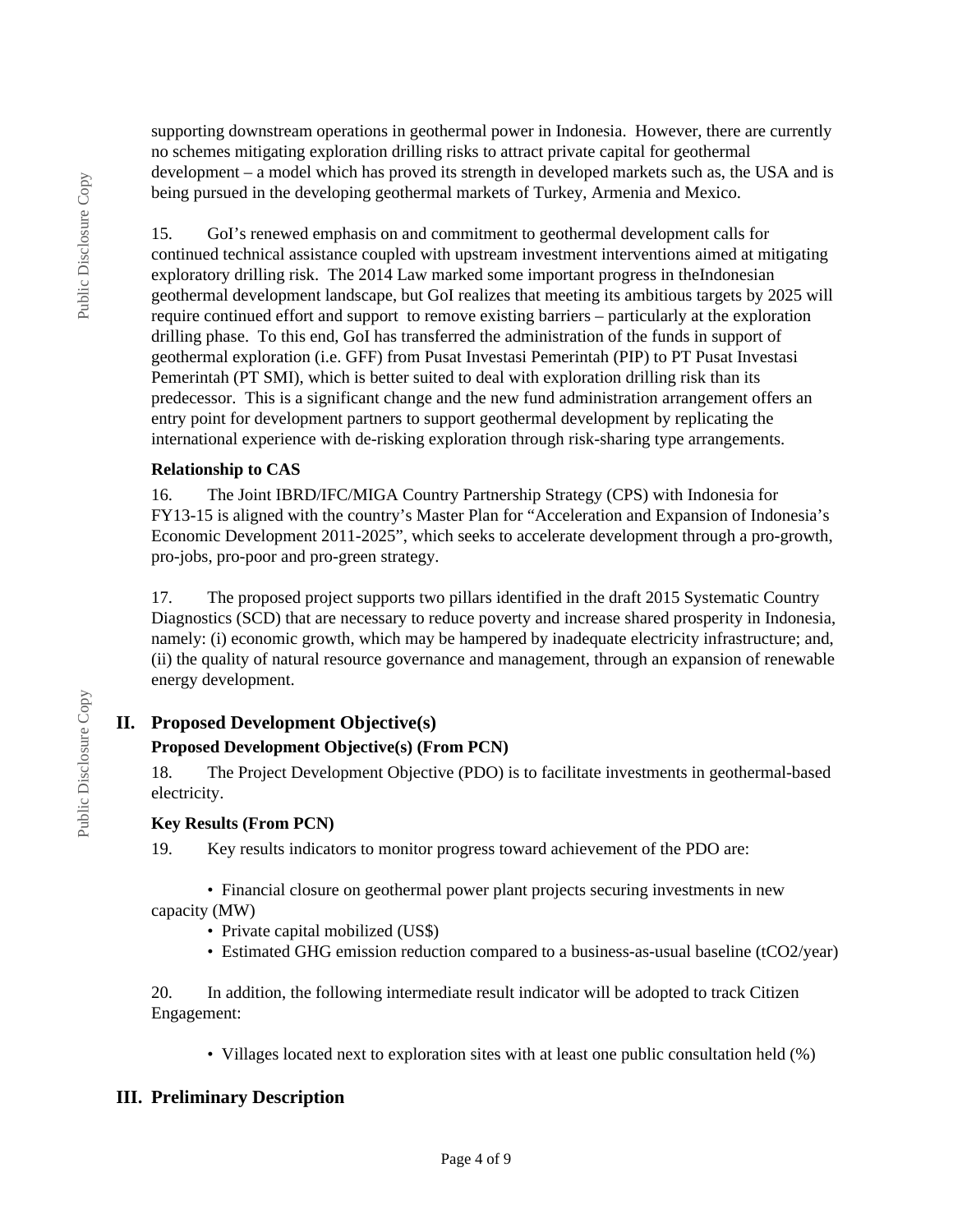supporting downstream operations in geothermal power in Indonesia. However, there are currently no schemes mitigating exploration drilling risks to attract private capital for geothermal development – a model which has proved its strength in developed markets such as, the USA and is being pursued in the developing geothermal markets of Turkey, Armenia and Mexico.

15. GoI's renewed emphasis on and commitment to geothermal development calls for continued technical assistance coupled with upstream investment interventions aimed at mitigating exploratory drilling risk. The 2014 Law marked some important progress in theIndonesian geothermal development landscape, but GoI realizes that meeting its ambitious targets by 2025 will require continued effort and support to remove existing barriers – particularly at the exploration drilling phase. To this end, GoI has transferred the administration of the funds in support of geothermal exploration (i.e. GFF) from Pusat Investasi Pemerintah (PIP) to PT Pusat Investasi Pemerintah (PT SMI), which is better suited to deal with exploration drilling risk than its predecessor. This is a significant change and the new fund administration arrangement offers an entry point for development partners to support geothermal development by replicating the international experience with de-risking exploration through risk-sharing type arrangements.

**Relationship to CAS**

16. The Joint IBRD/IFC/MIGA Country Partnership Strategy (CPS) with Indonesia for FY13-15 is aligned with the country's Master Plan for "Acceleration and Expansion of Indonesia's Economic Development 2011-2025", which seeks to accelerate development through a pro-growth, pro-jobs, pro-poor and pro-green strategy.

17. The proposed project supports two pillars identified in the draft 2015 Systematic Country Diagnostics (SCD) that are necessary to reduce poverty and increase shared prosperity in Indonesia, namely: (i) economic growth, which may be hampered by inadequate electricity infrastructure; and, (ii) the quality of natural resource governance and management, through an expansion of renewable energy development.

## II. Proposed Development Objective(s)

**Proposed Development Objective(s) (From PCN)**

18. The Project Development Objective (PDO) is to facilitate investments in geothermal-based electricity.

**Key Results (From PCN)**

19. Key results indicators to monitor progress toward achievement of the PDO are:

- Financial closure on geothermal power plant projects securing investments in new capacity (MW)
- Private capital mobilized (US$)
- Estimated GHG emission reduction compared to a business-as-usual baseline (tCO2/year)

20. In addition, the following intermediate result indicator will be adopted to track Citizen Engagement:

- Villages located next to exploration sites with at least one public consultation held (%)

## III. Preliminary Description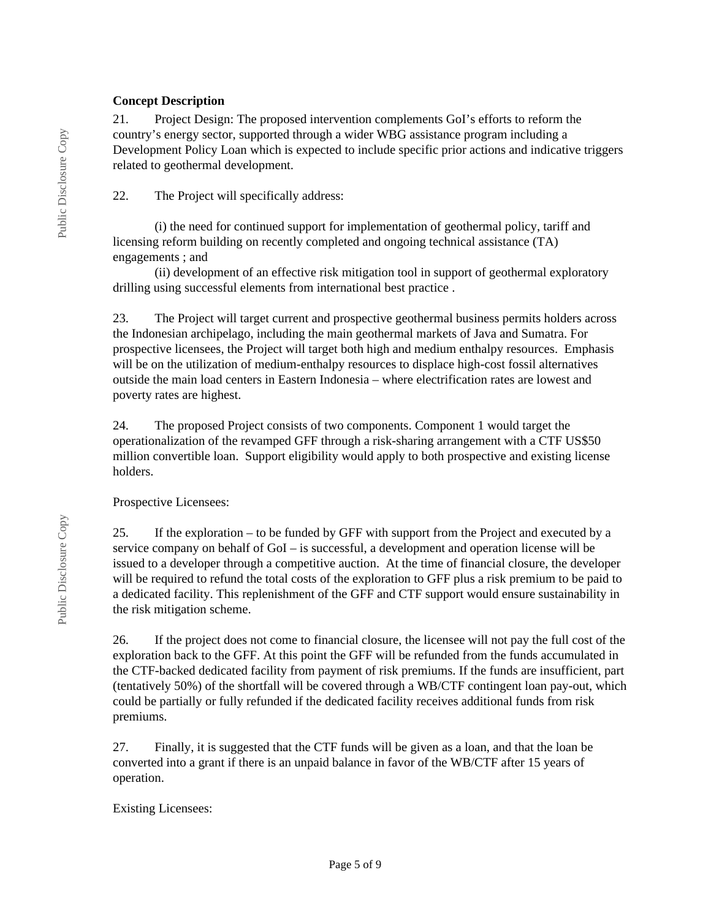**Concept Description**

21. Project Design: The proposed intervention complements GoI's efforts to reform the country's energy sector, supported through a wider WBG assistance program including a Development Policy Loan which is expected to include specific prior actions and indicative triggers related to geothermal development.

22. The Project will specifically address:

(i) the need for continued support for implementation of geothermal policy, tariff and licensing reform building on recently completed and ongoing technical assistance (TA) engagements ; and

(ii) development of an effective risk mitigation tool in support of geothermal exploratory drilling using successful elements from international best practice .

23. The Project will target current and prospective geothermal business permits holders across the Indonesian archipelago, including the main geothermal markets of Java and Sumatra. For prospective licensees, the Project will target both high and medium enthalpy resources. Emphasis will be on the utilization of medium-enthalpy resources to displace high-cost fossil alternatives outside the main load centers in Eastern Indonesia – where electrification rates are lowest and poverty rates are highest.

24. The proposed Project consists of two components. Component 1 would target the operationalization of the revamped GFF through a risk-sharing arrangement with a CTF US$50 million convertible loan. Support eligibility would apply to both prospective and existing license holders.

Prospective Licensees:

25. If the exploration – to be funded by GFF with support from the Project and executed by a service company on behalf of GoI – is successful, a development and operation license will be issued to a developer through a competitive auction. At the time of financial closure, the developer will be required to refund the total costs of the exploration to GFF plus a risk premium to be paid to a dedicated facility. This replenishment of the GFF and CTF support would ensure sustainability in the risk mitigation scheme.

26. If the project does not come to financial closure, the licensee will not pay the full cost of the exploration back to the GFF. At this point the GFF will be refunded from the funds accumulated in the CTF-backed dedicated facility from payment of risk premiums. If the funds are insufficient, part (tentatively 50%) of the shortfall will be covered through a WB/CTF contingent loan pay-out, which could be partially or fully refunded if the dedicated facility receives additional funds from risk premiums.

27. Finally, it is suggested that the CTF funds will be given as a loan, and that the loan be converted into a grant if there is an unpaid balance in favor of the WB/CTF after 15 years of operation.

Existing Licensees: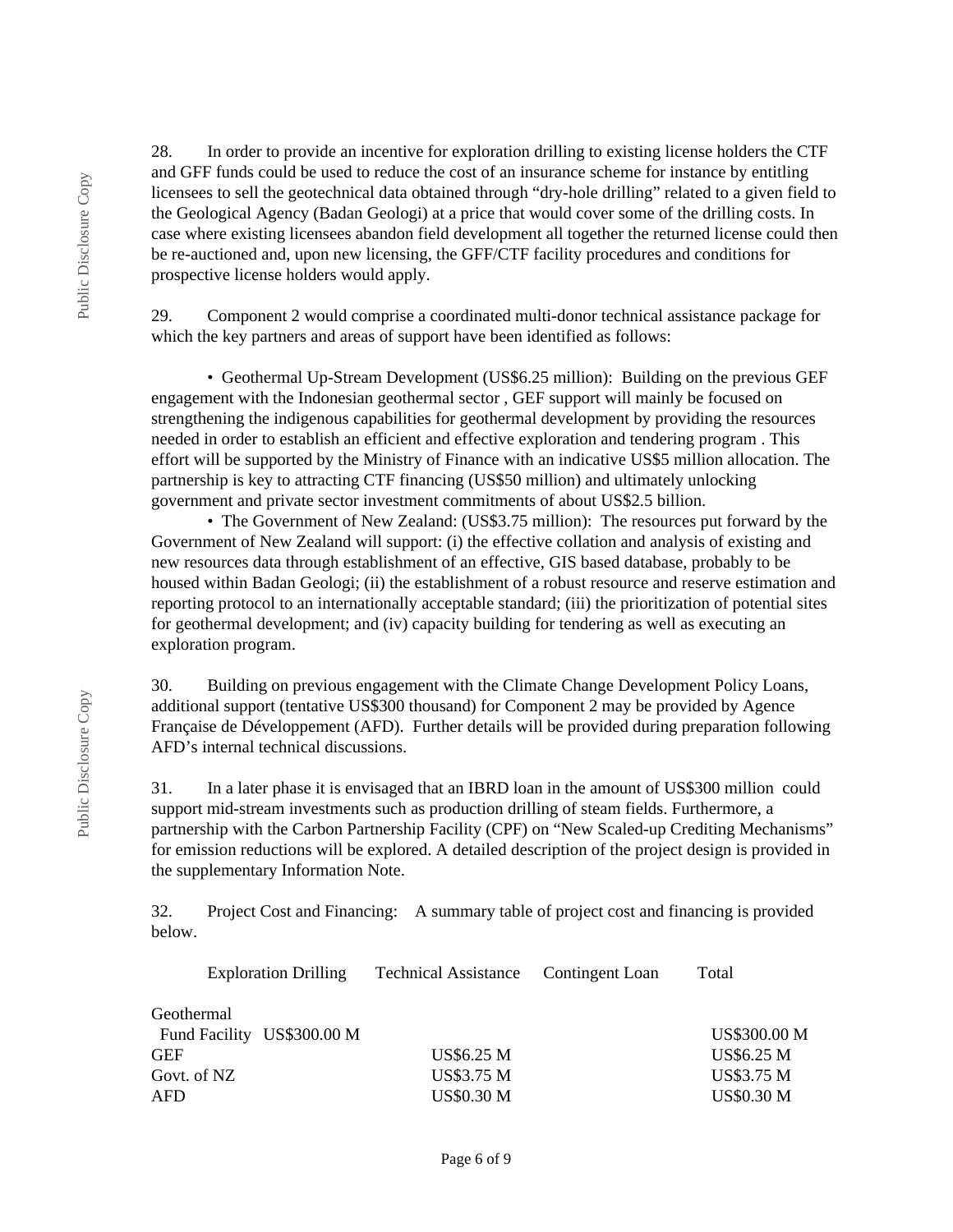28. In order to provide an incentive for exploration drilling to existing license holders the CTF and GFF funds could be used to reduce the cost of an insurance scheme for instance by entitling licensees to sell the geotechnical data obtained through "dry-hole drilling" related to a given field to the Geological Agency (Badan Geologi) at a price that would cover some of the drilling costs. In case where existing licensees abandon field development all together the returned license could then be re-auctioned and, upon new licensing, the GFF/CTF facility procedures and conditions for prospective license holders would apply.

29. Component 2 would comprise a coordinated multi-donor technical assistance package for which the key partners and areas of support have been identified as follows:

- Geothermal Up-Stream Development (US$6.25 million): Building on the previous GEF engagement with the Indonesian geothermal sector , GEF support will mainly be focused on strengthening the indigenous capabilities for geothermal development by providing the resources needed in order to establish an efficient and effective exploration and tendering program . This effort will be supported by the Ministry of Finance with an indicative US$5 million allocation. The partnership is key to attracting CTF financing (US$50 million) and ultimately unlocking government and private sector investment commitments of about US$2.5 billion.
- The Government of New Zealand: (US$3.75 million): The resources put forward by the Government of New Zealand will support: (i) the effective collation and analysis of existing and new resources data through establishment of an effective, GIS based database, probably to be housed within Badan Geologi; (ii) the establishment of a robust resource and reserve estimation and reporting protocol to an internationally acceptable standard; (iii) the prioritization of potential sites for geothermal development; and (iv) capacity building for tendering as well as executing an exploration program.

30. Building on previous engagement with the Climate Change Development Policy Loans, additional support (tentative US$300 thousand) for Component 2 may be provided by Agence Française de Développement (AFD). Further details will be provided during preparation following AFD's internal technical discussions.

31. In a later phase it is envisaged that an IBRD loan in the amount of US$300 million could support mid-stream investments such as production drilling of steam fields. Furthermore, a partnership with the Carbon Partnership Facility (CPF) on "New Scaled-up Crediting Mechanisms" for emission reductions will be explored. A detailed description of the project design is provided in the supplementary Information Note.

32. Project Cost and Financing: A summary table of project cost and financing is provided below.

| | Exploration Drilling | Technical Assistance | Contingent Loan | Total |
|---|---|---|---|---|
| Geothermal Fund Facility | US$300.00 M | | | US$300.00 M |
| GEF | | US$6.25 M | | US$6.25 M |
| Govt. of NZ | | US$3.75 M | | US$3.75 M |
| AFD | | US$0.30 M | | US$0.30 M |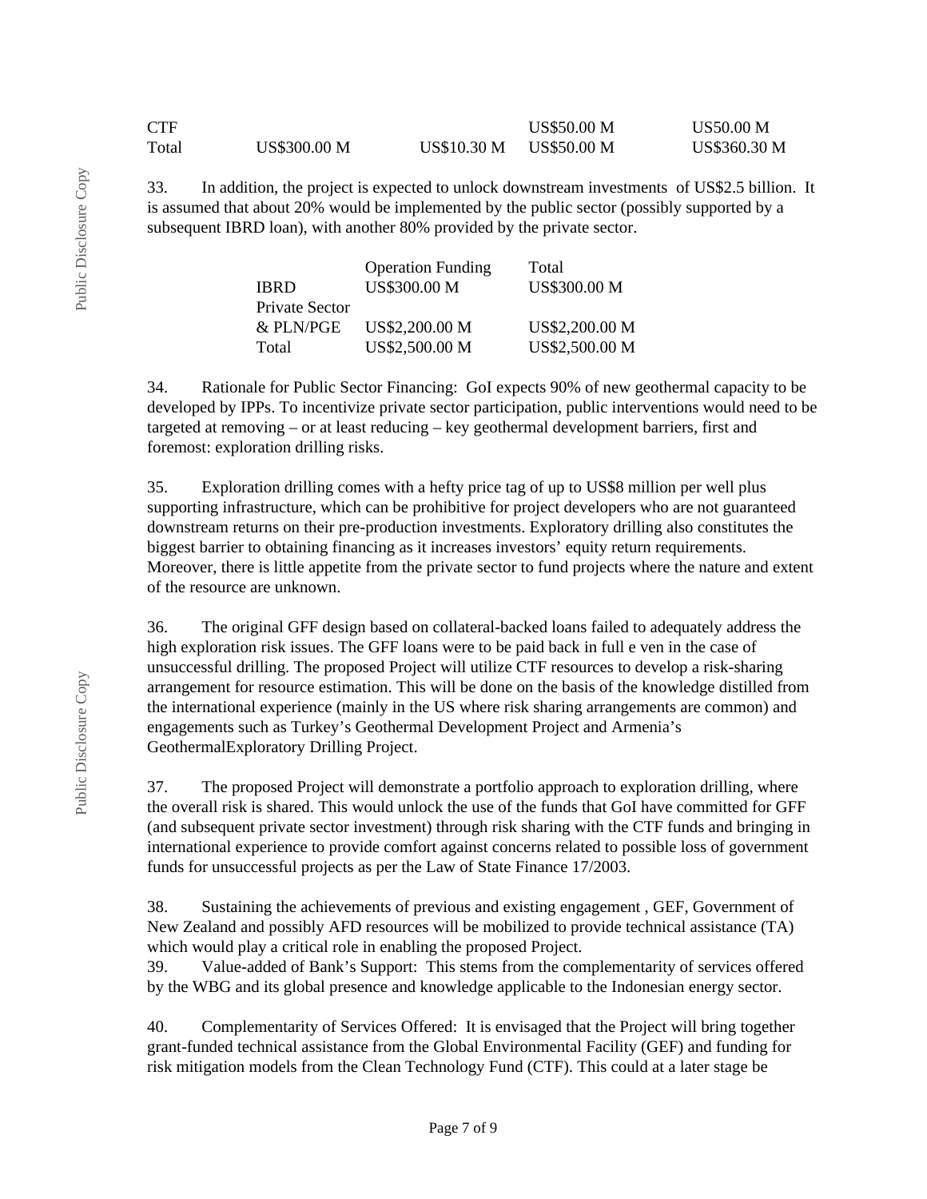| | | | | |
|---|---|---|---|---|
| CTF | | | US$50.00 M | US50.00 M |
| Total | US$300.00 M | US$10.30 M | US$50.00 M | US$360.30 M |

33. In addition, the project is expected to unlock downstream investments of US$2.5 billion. It is assumed that about 20% would be implemented by the public sector (possibly supported by a subsequent IBRD loan), with another 80% provided by the private sector.

| | Operation Funding | Total |
|---|---|---|
| IBRD | US$300.00 M | US$300.00 M |
| Private Sector & PLN/PGE | US$2,200.00 M | US$2,200.00 M |
| Total | US$2,500.00 M | US$2,500.00 M |

34. Rationale for Public Sector Financing: GoI expects 90% of new geothermal capacity to be developed by IPPs. To incentivize private sector participation, public interventions would need to be targeted at removing – or at least reducing – key geothermal development barriers, first and foremost: exploration drilling risks.

35. Exploration drilling comes with a hefty price tag of up to US$8 million per well plus supporting infrastructure, which can be prohibitive for project developers who are not guaranteed downstream returns on their pre-production investments. Exploratory drilling also constitutes the biggest barrier to obtaining financing as it increases investors' equity return requirements. Moreover, there is little appetite from the private sector to fund projects where the nature and extent of the resource are unknown.

36. The original GFF design based on collateral-backed loans failed to adequately address the high exploration risk issues. The GFF loans were to be paid back in full e ven in the case of unsuccessful drilling. The proposed Project will utilize CTF resources to develop a risk-sharing arrangement for resource estimation. This will be done on the basis of the knowledge distilled from the international experience (mainly in the US where risk sharing arrangements are common) and engagements such as Turkey's Geothermal Development Project and Armenia's GeothermalExploratory Drilling Project.

37. The proposed Project will demonstrate a portfolio approach to exploration drilling, where the overall risk is shared. This would unlock the use of the funds that GoI have committed for GFF (and subsequent private sector investment) through risk sharing with the CTF funds and bringing in international experience to provide comfort against concerns related to possible loss of government funds for unsuccessful projects as per the Law of State Finance 17/2003.

38. Sustaining the achievements of previous and existing engagement , GEF, Government of New Zealand and possibly AFD resources will be mobilized to provide technical assistance (TA) which would play a critical role in enabling the proposed Project.

39. Value-added of Bank's Support: This stems from the complementarity of services offered by the WBG and its global presence and knowledge applicable to the Indonesian energy sector.

40. Complementarity of Services Offered: It is envisaged that the Project will bring together grant-funded technical assistance from the Global Environmental Facility (GEF) and funding for risk mitigation models from the Clean Technology Fund (CTF). This could at a later stage be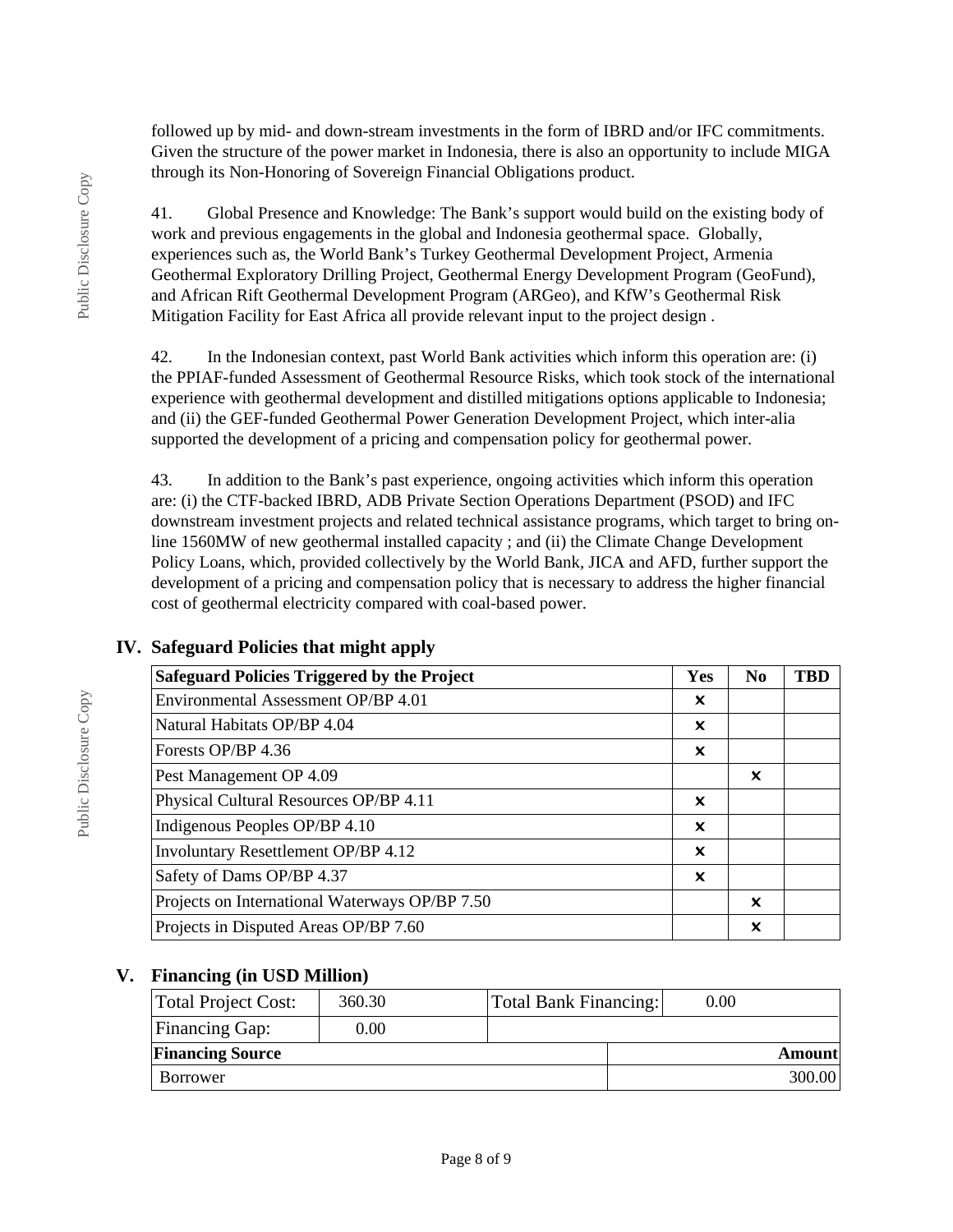followed up by mid- and down-stream investments in the form of IBRD and/or IFC commitments. Given the structure of the power market in Indonesia, there is also an opportunity to include MIGA through its Non-Honoring of Sovereign Financial Obligations product.

41. Global Presence and Knowledge: The Bank's support would build on the existing body of work and previous engagements in the global and Indonesia geothermal space. Globally, experiences such as, the World Bank's Turkey Geothermal Development Project, Armenia Geothermal Exploratory Drilling Project, Geothermal Energy Development Program (GeoFund), and African Rift Geothermal Development Program (ARGeo), and KfW's Geothermal Risk Mitigation Facility for East Africa all provide relevant input to the project design .

42. In the Indonesian context, past World Bank activities which inform this operation are: (i) the PPIAF-funded Assessment of Geothermal Resource Risks, which took stock of the international experience with geothermal development and distilled mitigations options applicable to Indonesia; and (ii) the GEF-funded Geothermal Power Generation Development Project, which inter-alia supported the development of a pricing and compensation policy for geothermal power.

43. In addition to the Bank's past experience, ongoing activities which inform this operation are: (i) the CTF-backed IBRD, ADB Private Section Operations Department (PSOD) and IFC downstream investment projects and related technical assistance programs, which target to bring on-line 1560MW of new geothermal installed capacity ; and (ii) the Climate Change Development Policy Loans, which, provided collectively by the World Bank, JICA and AFD, further support the development of a pricing and compensation policy that is necessary to address the higher financial cost of geothermal electricity compared with coal-based power.

## IV. Safeguard Policies that might apply

| Safeguard Policies Triggered by the Project | Yes | No | TBD |
|---|---|---|---|
| Environmental Assessment OP/BP 4.01 | ✖ | | |
| Natural Habitats OP/BP 4.04 | ✖ | | |
| Forests OP/BP 4.36 | ✖ | | |
| Pest Management OP 4.09 | | ✖ | |
| Physical Cultural Resources OP/BP 4.11 | ✖ | | |
| Indigenous Peoples OP/BP 4.10 | ✖ | | |
| Involuntary Resettlement OP/BP 4.12 | ✖ | | |
| Safety of Dams OP/BP 4.37 | ✖ | | |
| Projects on International Waterways OP/BP 7.50 | | ✖ | |
| Projects in Disputed Areas OP/BP 7.60 | | ✖ | |

## V. Financing (in USD Million)

| Total Project Cost: | 360.30 | Total Bank Financing: | 0.00 |
|---|---|---|---|
| Financing Gap: | 0.00 | | |

| Financing Source | Amount |
|---|---|
| Borrower | 300.00 |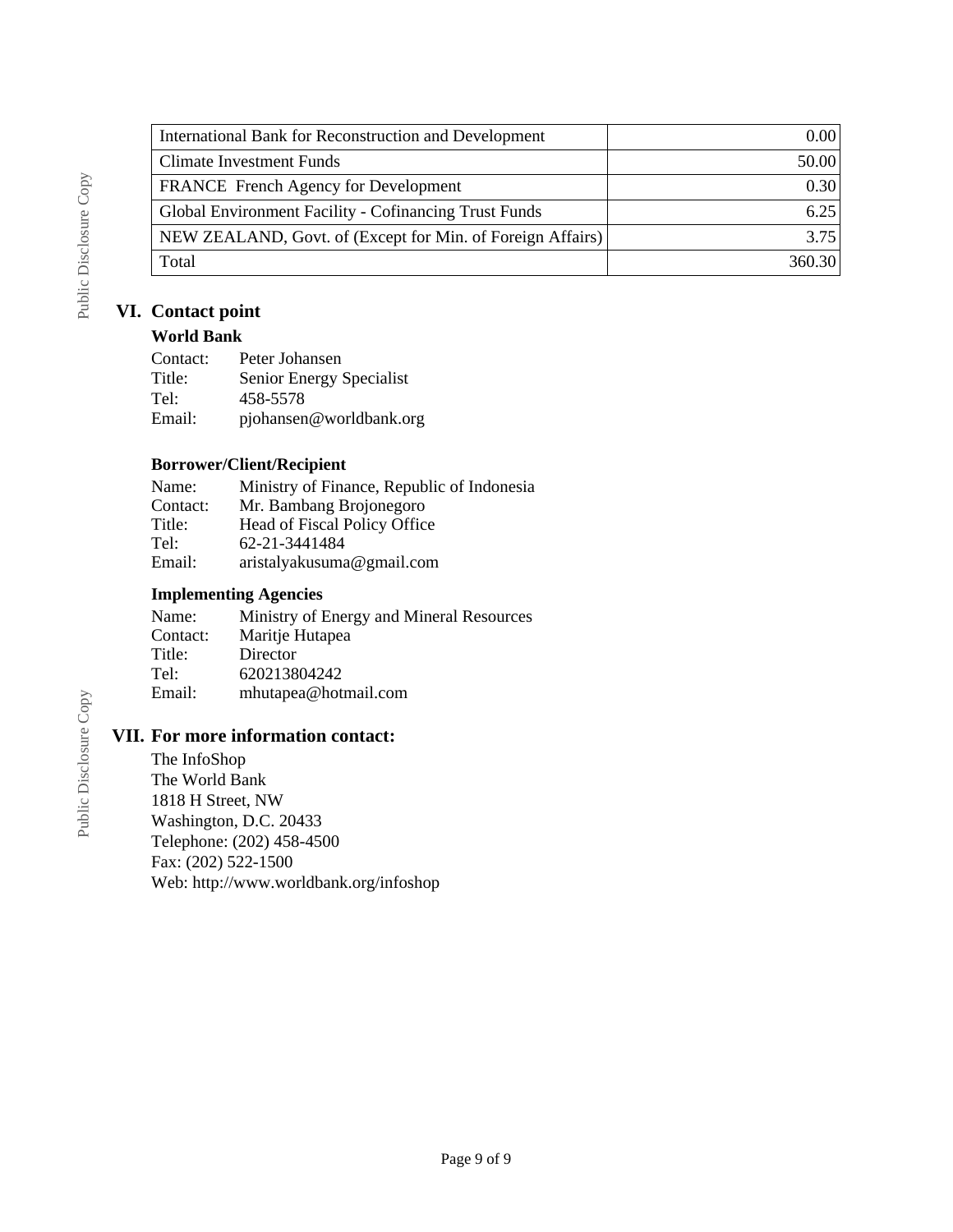| | |
|---|---|
| International Bank for Reconstruction and Development | 0.00 |
| Climate Investment Funds | 50.00 |
| FRANCE French Agency for Development | 0.30 |
| Global Environment Facility - Cofinancing Trust Funds | 6.25 |
| NEW ZEALAND, Govt. of (Except for Min. of Foreign Affairs) | 3.75 |
| Total | 360.30 |

## VI. Contact point

### World Bank

Contact: Peter Johansen
Title: Senior Energy Specialist
Tel: 458-5578
Email: pjohansen@worldbank.org

### Borrower/Client/Recipient

Name: Ministry of Finance, Republic of Indonesia
Contact: Mr. Bambang Brojonegoro
Title: Head of Fiscal Policy Office
Tel: 62-21-3441484
Email: aristalyakusuma@gmail.com

### Implementing Agencies

Name: Ministry of Energy and Mineral Resources
Contact: Maritje Hutapea
Title: Director
Tel: 620213804242
Email: mhutapea@hotmail.com

## VII. For more information contact:

The InfoShop
The World Bank
1818 H Street, NW
Washington, D.C. 20433
Telephone: (202) 458-4500
Fax: (202) 522-1500
Web: http://www.worldbank.org/infoshop